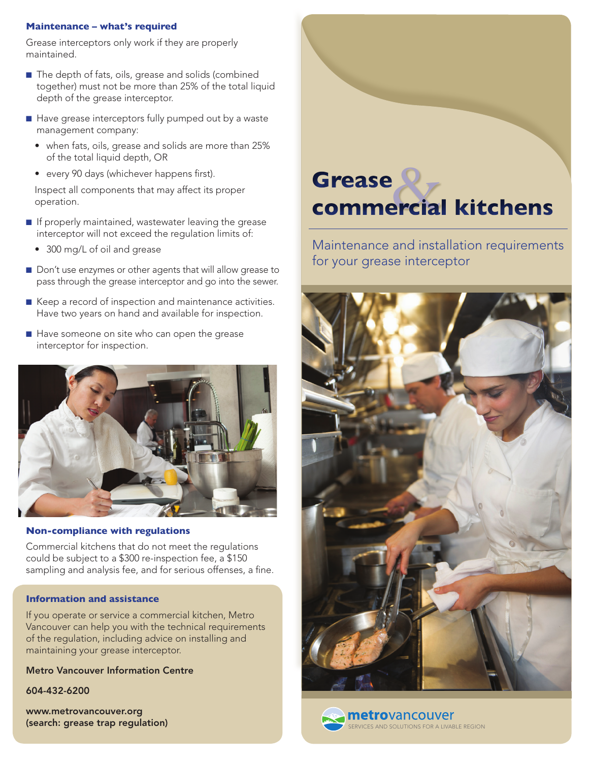## Maintenance – what's required

Grease interceptors only work if they are properly maintained.

- The depth of fats, oils, grease and solids (combined together) must not be more than 25% of the total liquid depth of the grease interceptor.
- Have grease interceptors fully pumped out by a waste management company:
  - when fats, oils, grease and solids are more than 25% of the total liquid depth, OR
  - every 90 days (whichever happens first).

  Inspect all components that may affect its proper operation.
- If properly maintained, wastewater leaving the grease interceptor will not exceed the regulation limits of:
  - 300 mg/L of oil and grease
- Don't use enzymes or other agents that will allow grease to pass through the grease interceptor and go into the sewer.
- Keep a record of inspection and maintenance activities. Have two years on hand and available for inspection.
- Have someone on site who can open the grease interceptor for inspection.

## Non-compliance with regulations

Commercial kitchens that do not meet the regulations could be subject to a $300 re-inspection fee, a $150 sampling and analysis fee, and for serious offenses, a fine.

## Information and assistance

If you operate or service a commercial kitchen, Metro Vancouver can help you with the technical requirements of the regulation, including advice on installing and maintaining your grease interceptor.

**Metro Vancouver Information Centre**

**604-432-6200**

**www.metrovancouver.org**
**(search: grease trap regulation)**

# Grease & commercial kitchens

Maintenance and installation requirements for your grease interceptor

**metrovancouver**
SERVICES AND SOLUTIONS FOR A LIVABLE REGION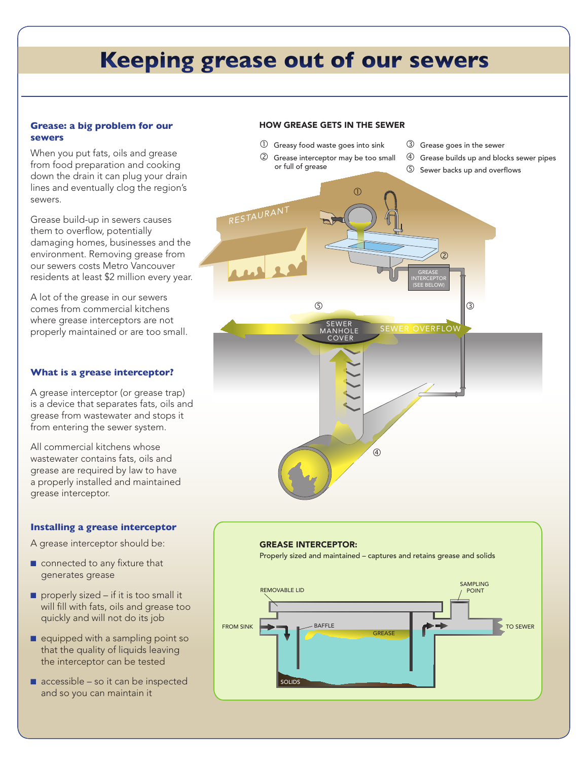# Keeping grease out of our sewers

## Grease: a big problem for our sewers

When you put fats, oils and grease from food preparation and cooking down the drain it can plug your drain lines and eventually clog the region's sewers.

Grease build-up in sewers causes them to overflow, potentially damaging homes, businesses and the environment. Removing grease from our sewers costs Metro Vancouver residents at least $2 million every year.

A lot of the grease in our sewers comes from commercial kitchens where grease interceptors are not properly maintained or are too small.

## What is a grease interceptor?

A grease interceptor (or grease trap) is a device that separates fats, oils and grease from wastewater and stops it from entering the sewer system.

All commercial kitchens whose wastewater contains fats, oils and grease are required by law to have a properly installed and maintained grease interceptor.

## Installing a grease interceptor

A grease interceptor should be:

- connected to any fixture that generates grease
- properly sized – if it is too small it will fill with fats, oils and grease too quickly and will not do its job
- equipped with a sampling point so that the quality of liquids leaving the interceptor can be tested
- accessible – so it can be inspected and so you can maintain it

### HOW GREASE GETS IN THE SEWER

1. Greasy food waste goes into sink
2. Grease interceptor may be too small or full of grease
3. Grease goes in the sewer
4. Grease builds up and blocks sewer pipes
5. Sewer backs up and overflows

RESTAURANT

GREASE INTERCEPTOR (SEE BELOW)

SEWER MANHOLE COVER

SEWER OVERFLOW

### GREASE INTERCEPTOR:

Properly sized and maintained – captures and retains grease and solids

REMOVABLE LID

SAMPLING POINT

FROM SINK

BAFFLE

GREASE

TO SEWER

SOLIDS